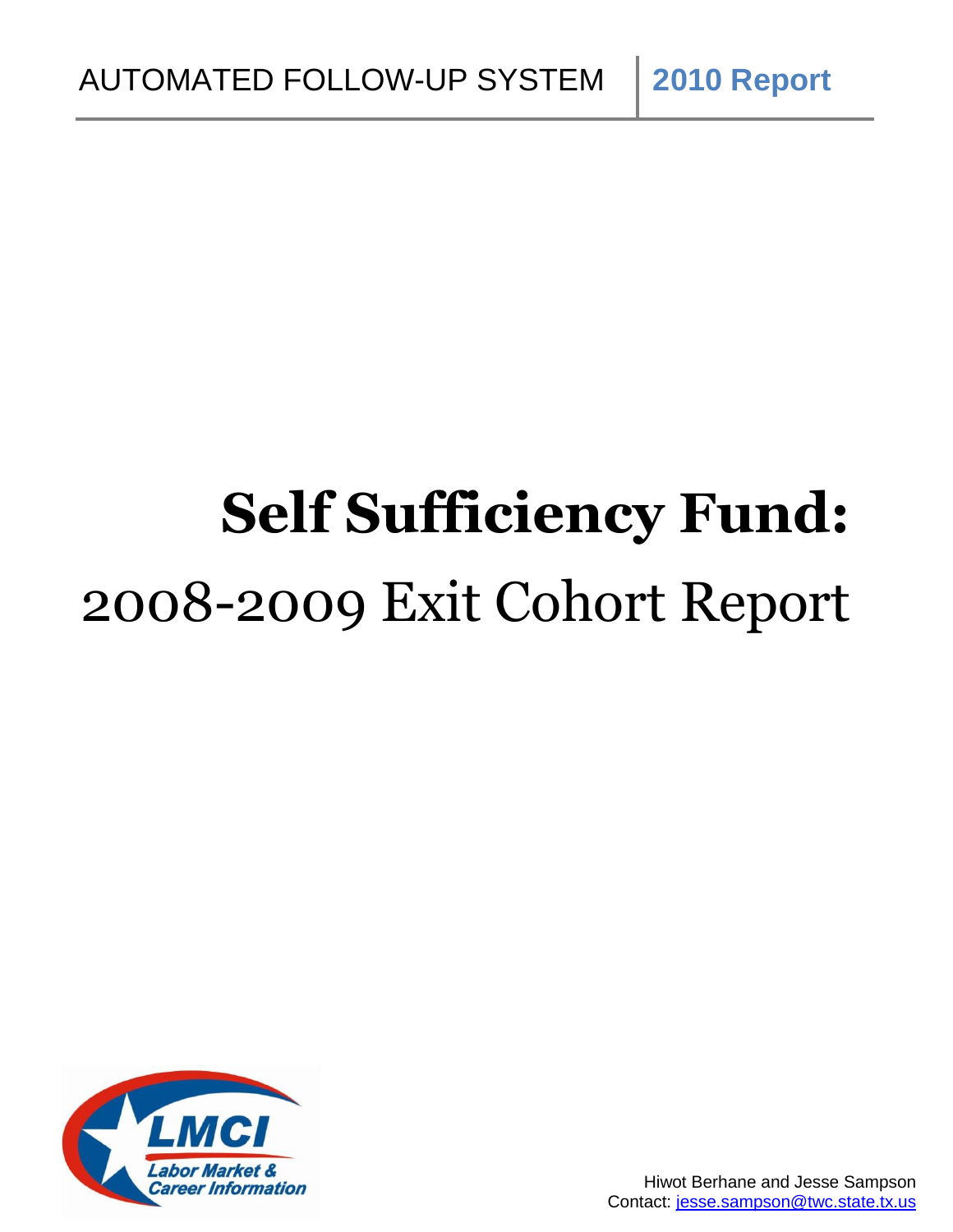AUTOMATED FOLLOW-UP SYSTEM | **2010 Report**

# Self Sufficiency Fund:

## 2008-2009 Exit Cohort Report

LMCI
Labor Market & Career Information

Hiwot Berhane and Jesse Sampson
Contact: jesse.sampson@twc.state.tx.us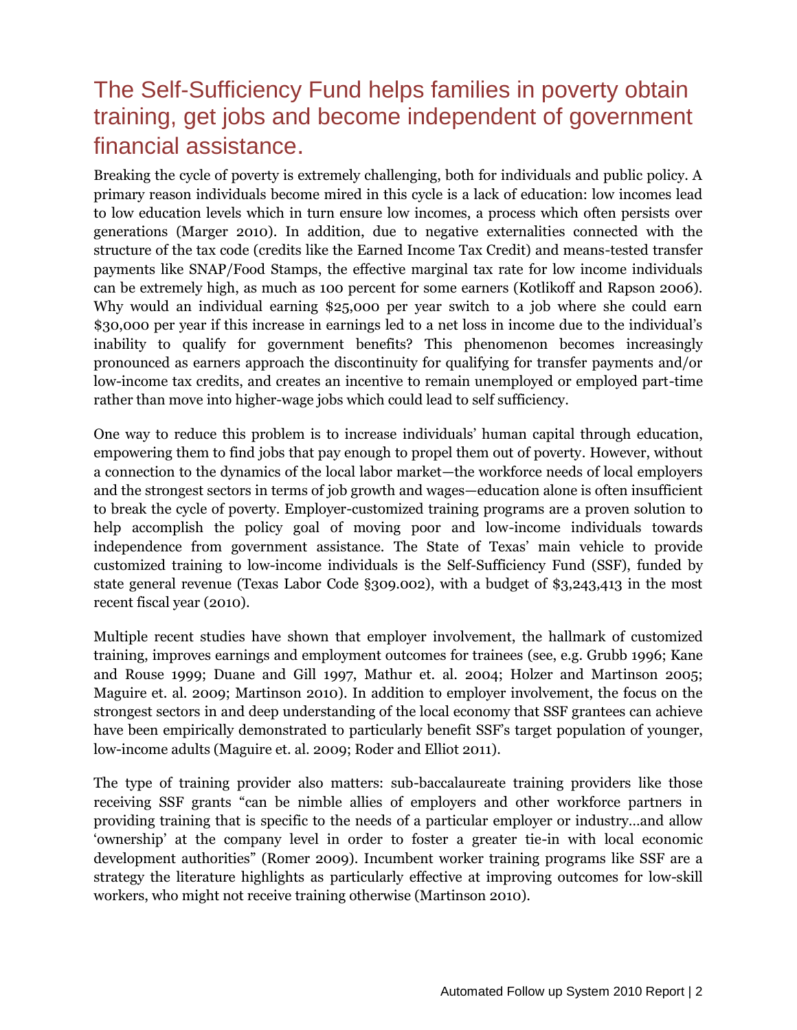# The Self-Sufficiency Fund helps families in poverty obtain training, get jobs and become independent of government financial assistance.

Breaking the cycle of poverty is extremely challenging, both for individuals and public policy. A primary reason individuals become mired in this cycle is a lack of education: low incomes lead to low education levels which in turn ensure low incomes, a process which often persists over generations (Marger 2010). In addition, due to negative externalities connected with the structure of the tax code (credits like the Earned Income Tax Credit) and means-tested transfer payments like SNAP/Food Stamps, the effective marginal tax rate for low income individuals can be extremely high, as much as 100 percent for some earners (Kotlikoff and Rapson 2006). Why would an individual earning $25,000 per year switch to a job where she could earn $30,000 per year if this increase in earnings led to a net loss in income due to the individual's inability to qualify for government benefits? This phenomenon becomes increasingly pronounced as earners approach the discontinuity for qualifying for transfer payments and/or low-income tax credits, and creates an incentive to remain unemployed or employed part-time rather than move into higher-wage jobs which could lead to self sufficiency.

One way to reduce this problem is to increase individuals' human capital through education, empowering them to find jobs that pay enough to propel them out of poverty. However, without a connection to the dynamics of the local labor market—the workforce needs of local employers and the strongest sectors in terms of job growth and wages—education alone is often insufficient to break the cycle of poverty. Employer-customized training programs are a proven solution to help accomplish the policy goal of moving poor and low-income individuals towards independence from government assistance. The State of Texas' main vehicle to provide customized training to low-income individuals is the Self-Sufficiency Fund (SSF), funded by state general revenue (Texas Labor Code §309.002), with a budget of $3,243,413 in the most recent fiscal year (2010).

Multiple recent studies have shown that employer involvement, the hallmark of customized training, improves earnings and employment outcomes for trainees (see, e.g. Grubb 1996; Kane and Rouse 1999; Duane and Gill 1997, Mathur et. al. 2004; Holzer and Martinson 2005; Maguire et. al. 2009; Martinson 2010). In addition to employer involvement, the focus on the strongest sectors in and deep understanding of the local economy that SSF grantees can achieve have been empirically demonstrated to particularly benefit SSF's target population of younger, low-income adults (Maguire et. al. 2009; Roder and Elliot 2011).

The type of training provider also matters: sub-baccalaureate training providers like those receiving SSF grants "can be nimble allies of employers and other workforce partners in providing training that is specific to the needs of a particular employer or industry…and allow 'ownership' at the company level in order to foster a greater tie-in with local economic development authorities" (Romer 2009). Incumbent worker training programs like SSF are a strategy the literature highlights as particularly effective at improving outcomes for low-skill workers, who might not receive training otherwise (Martinson 2010).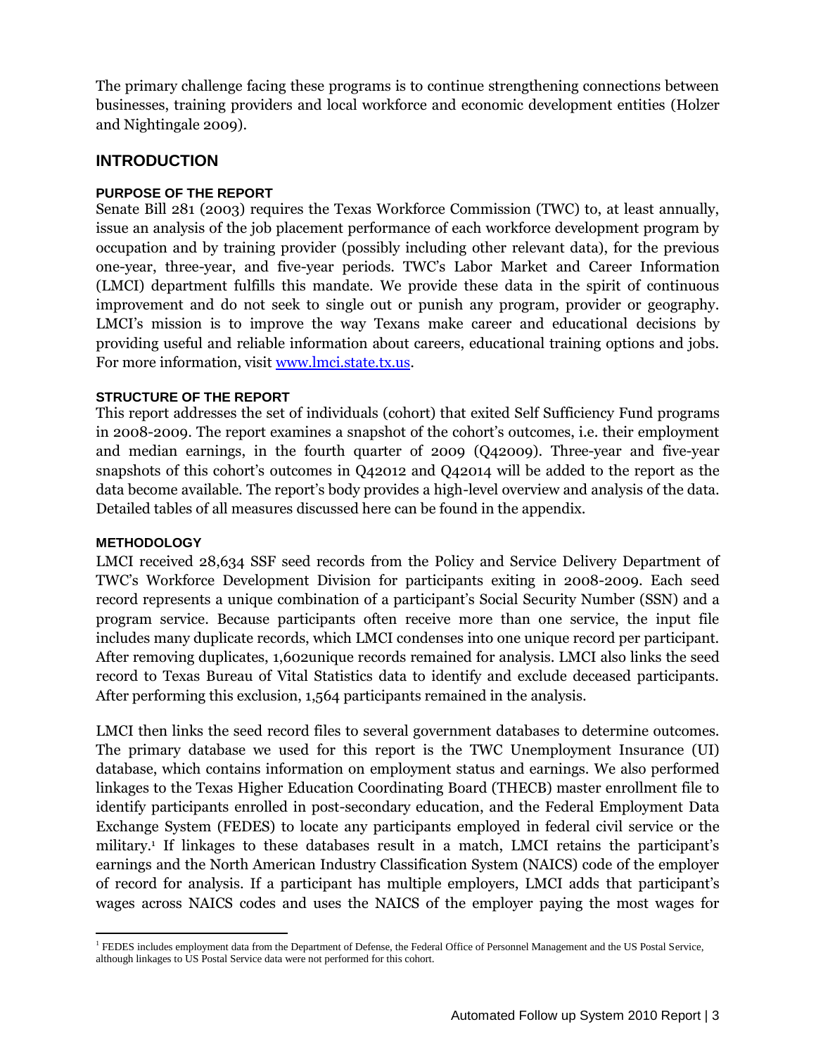The primary challenge facing these programs is to continue strengthening connections between businesses, training providers and local workforce and economic development entities (Holzer and Nightingale 2009).

## INTRODUCTION

### PURPOSE OF THE REPORT

Senate Bill 281 (2003) requires the Texas Workforce Commission (TWC) to, at least annually, issue an analysis of the job placement performance of each workforce development program by occupation and by training provider (possibly including other relevant data), for the previous one-year, three-year, and five-year periods. TWC's Labor Market and Career Information (LMCI) department fulfills this mandate. We provide these data in the spirit of continuous improvement and do not seek to single out or punish any program, provider or geography. LMCI's mission is to improve the way Texans make career and educational decisions by providing useful and reliable information about careers, educational training options and jobs. For more information, visit [www.lmci.state.tx.us](http://www.lmci.state.tx.us).

### STRUCTURE OF THE REPORT

This report addresses the set of individuals (cohort) that exited Self Sufficiency Fund programs in 2008-2009. The report examines a snapshot of the cohort's outcomes, i.e. their employment and median earnings, in the fourth quarter of 2009 (Q42009). Three-year and five-year snapshots of this cohort's outcomes in Q42012 and Q42014 will be added to the report as the data become available. The report's body provides a high-level overview and analysis of the data. Detailed tables of all measures discussed here can be found in the appendix.

### METHODOLOGY

LMCI received 28,634 SSF seed records from the Policy and Service Delivery Department of TWC's Workforce Development Division for participants exiting in 2008-2009. Each seed record represents a unique combination of a participant's Social Security Number (SSN) and a program service. Because participants often receive more than one service, the input file includes many duplicate records, which LMCI condenses into one unique record per participant. After removing duplicates, 1,602unique records remained for analysis. LMCI also links the seed record to Texas Bureau of Vital Statistics data to identify and exclude deceased participants. After performing this exclusion, 1,564 participants remained in the analysis.

LMCI then links the seed record files to several government databases to determine outcomes. The primary database we used for this report is the TWC Unemployment Insurance (UI) database, which contains information on employment status and earnings. We also performed linkages to the Texas Higher Education Coordinating Board (THECB) master enrollment file to identify participants enrolled in post-secondary education, and the Federal Employment Data Exchange System (FEDES) to locate any participants employed in federal civil service or the military.[1] If linkages to these databases result in a match, LMCI retains the participant's earnings and the North American Industry Classification System (NAICS) code of the employer of record for analysis. If a participant has multiple employers, LMCI adds that participant's wages across NAICS codes and uses the NAICS of the employer paying the most wages for

[1] FEDES includes employment data from the Department of Defense, the Federal Office of Personnel Management and the US Postal Service, although linkages to US Postal Service data were not performed for this cohort.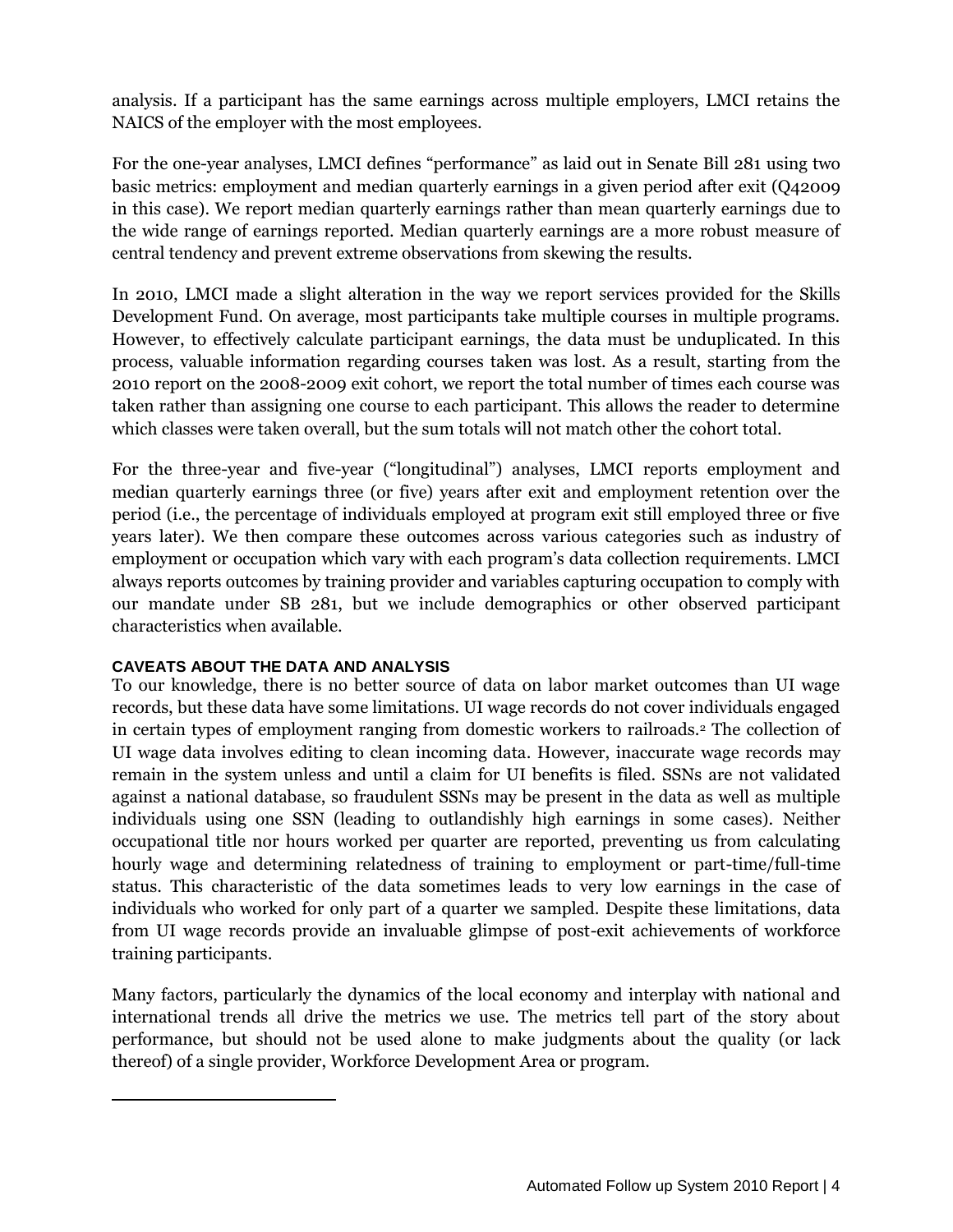analysis. If a participant has the same earnings across multiple employers, LMCI retains the NAICS of the employer with the most employees.

For the one-year analyses, LMCI defines "performance" as laid out in Senate Bill 281 using two basic metrics: employment and median quarterly earnings in a given period after exit (Q42009 in this case). We report median quarterly earnings rather than mean quarterly earnings due to the wide range of earnings reported. Median quarterly earnings are a more robust measure of central tendency and prevent extreme observations from skewing the results.

In 2010, LMCI made a slight alteration in the way we report services provided for the Skills Development Fund. On average, most participants take multiple courses in multiple programs. However, to effectively calculate participant earnings, the data must be unduplicated. In this process, valuable information regarding courses taken was lost. As a result, starting from the 2010 report on the 2008-2009 exit cohort, we report the total number of times each course was taken rather than assigning one course to each participant. This allows the reader to determine which classes were taken overall, but the sum totals will not match other the cohort total.

For the three-year and five-year ("longitudinal") analyses, LMCI reports employment and median quarterly earnings three (or five) years after exit and employment retention over the period (i.e., the percentage of individuals employed at program exit still employed three or five years later). We then compare these outcomes across various categories such as industry of employment or occupation which vary with each program's data collection requirements. LMCI always reports outcomes by training provider and variables capturing occupation to comply with our mandate under SB 281, but we include demographics or other observed participant characteristics when available.

#### CAVEATS ABOUT THE DATA AND ANALYSIS

To our knowledge, there is no better source of data on labor market outcomes than UI wage records, but these data have some limitations. UI wage records do not cover individuals engaged in certain types of employment ranging from domestic workers to railroads.[2] The collection of UI wage data involves editing to clean incoming data. However, inaccurate wage records may remain in the system unless and until a claim for UI benefits is filed. SSNs are not validated against a national database, so fraudulent SSNs may be present in the data as well as multiple individuals using one SSN (leading to outlandishly high earnings in some cases). Neither occupational title nor hours worked per quarter are reported, preventing us from calculating hourly wage and determining relatedness of training to employment or part-time/full-time status. This characteristic of the data sometimes leads to very low earnings in the case of individuals who worked for only part of a quarter we sampled. Despite these limitations, data from UI wage records provide an invaluable glimpse of post-exit achievements of workforce training participants.

Many factors, particularly the dynamics of the local economy and interplay with national and international trends all drive the metrics we use. The metrics tell part of the story about performance, but should not be used alone to make judgments about the quality (or lack thereof) of a single provider, Workforce Development Area or program.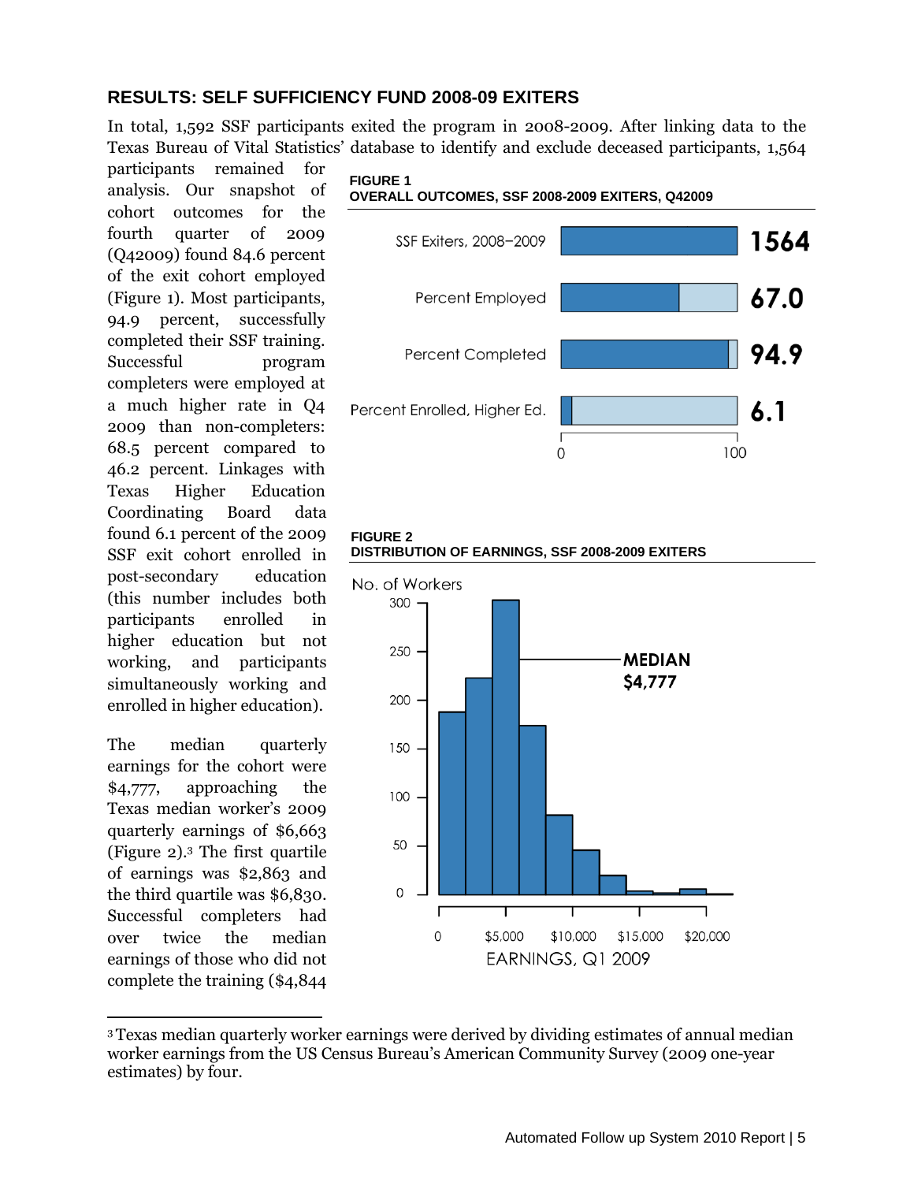## RESULTS: SELF SUFFICIENCY FUND 2008-09 EXITERS

In total, 1,592 SSF participants exited the program in 2008-2009. After linking data to the Texas Bureau of Vital Statistics' database to identify and exclude deceased participants, 1,564 participants remained for analysis. Our snapshot of cohort outcomes for the fourth quarter of 2009 (Q42009) found 84.6 percent of the exit cohort employed (Figure 1). Most participants, 94.9 percent, successfully completed their SSF training. Successful program completers were employed at a much higher rate in Q4 2009 than non-completers: 68.5 percent compared to 46.2 percent. Linkages with Texas Higher Education Coordinating Board data found 6.1 percent of the 2009 SSF exit cohort enrolled in post-secondary education (this number includes both participants enrolled in higher education but not working, and participants simultaneously working and enrolled in higher education).

**FIGURE 1**
**OVERALL OUTCOMES, SSF 2008-2009 EXITERS, Q42009**

| | |
|---|---|
| SSF Exiters, 2008–2009 | 1564 |
| Percent Employed | 67.0 |
| Percent Completed | 94.9 |
| Percent Enrolled, Higher Ed. | 6.1 |

**FIGURE 2**
**DISTRIBUTION OF EARNINGS, SSF 2008-2009 EXITERS**

The median quarterly earnings for the cohort were $4,777, approaching the Texas median worker's 2009 quarterly earnings of $6,663 (Figure 2).[3] The first quartile of earnings was $2,863 and the third quartile was $6,830. Successful completers had over twice the median earnings of those who did not complete the training ($4,844

---

[3] Texas median quarterly worker earnings were derived by dividing estimates of annual median worker earnings from the US Census Bureau's American Community Survey (2009 one-year estimates) by four.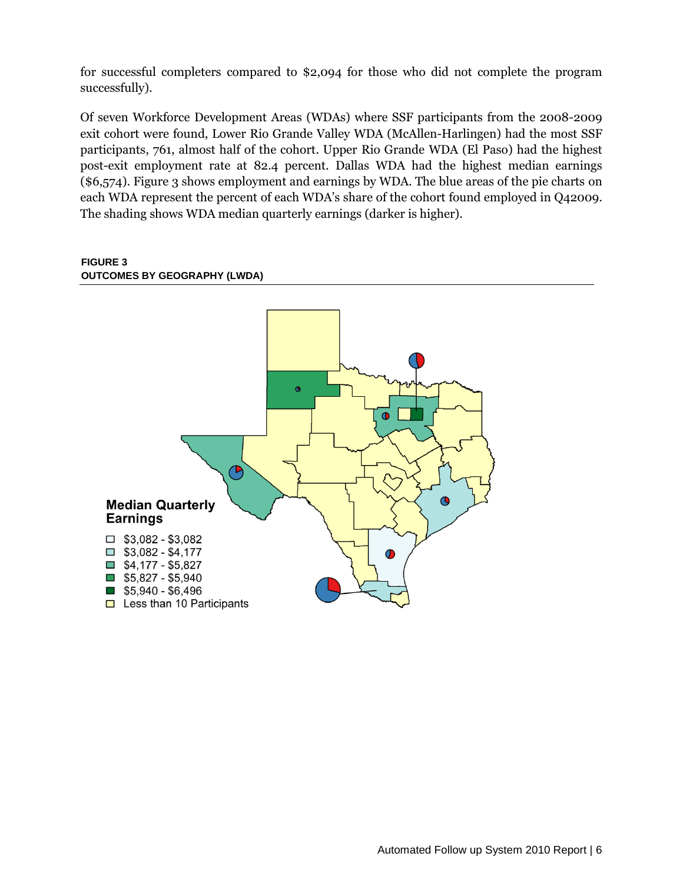for successful completers compared to $2,094 for those who did not complete the program successfully).

Of seven Workforce Development Areas (WDAs) where SSF participants from the 2008-2009 exit cohort were found, Lower Rio Grande Valley WDA (McAllen-Harlingen) had the most SSF participants, 761, almost half of the cohort. Upper Rio Grande WDA (El Paso) had the highest post-exit employment rate at 82.4 percent. Dallas WDA had the highest median earnings ($6,574). Figure 3 shows employment and earnings by WDA. The blue areas of the pie charts on each WDA represent the percent of each WDA's share of the cohort found employed in Q42009. The shading shows WDA median quarterly earnings (darker is higher).

**FIGURE 3**
**OUTCOMES BY GEOGRAPHY (LWDA)**

**Median Quarterly Earnings**

- $3,082 - $3,082
- $3,082 - $4,177
- $4,177 - $5,827
- $5,827 - $5,940
- $5,940 - $6,496
- Less than 10 Participants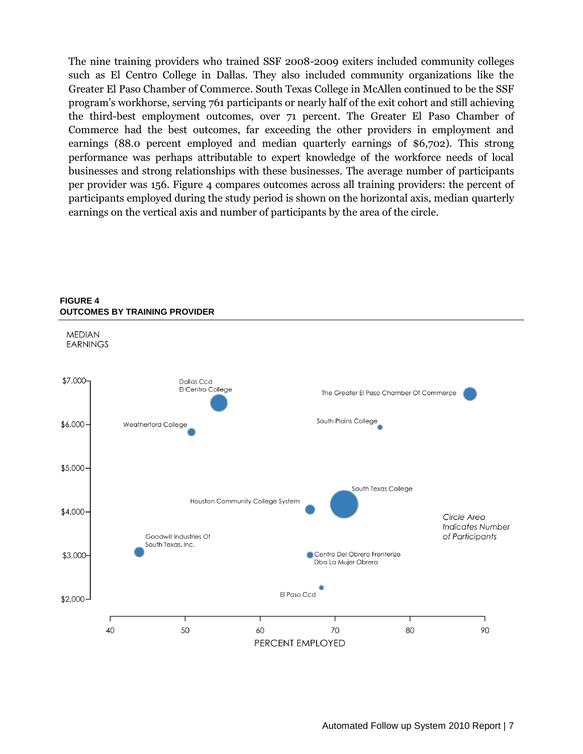The nine training providers who trained SSF 2008-2009 exiters included community colleges such as El Centro College in Dallas. They also included community organizations like the Greater El Paso Chamber of Commerce. South Texas College in McAllen continued to be the SSF program's workhorse, serving 761 participants or nearly half of the exit cohort and still achieving the third-best employment outcomes, over 71 percent. The Greater El Paso Chamber of Commerce had the best outcomes, far exceeding the other providers in employment and earnings (88.0 percent employed and median quarterly earnings of $6,702). This strong performance was perhaps attributable to expert knowledge of the workforce needs of local businesses and strong relationships with these businesses. The average number of participants per provider was 156. Figure 4 compares outcomes across all training providers: the percent of participants employed during the study period is shown on the horizontal axis, median quarterly earnings on the vertical axis and number of participants by the area of the circle.

**FIGURE 4**
**OUTCOMES BY TRAINING PROVIDER**

MEDIAN EARNINGS

$7,000 / $6,000 / $5,000 / $4,000 / $3,000 / $2,000

Dallas Ccd El Centro College; The Greater El Paso Chamber Of Commerce; Weatherford College; South Plains College; South Texas College; Houston Community College System; Goodwill Industries Of South Texas, Inc.; Centro Del Obrero Fronterizo Dba La Mujer Obrera; El Paso Ccd

*Circle Area Indicates Number of Participants*

40 / 50 / 60 / 70 / 80 / 90

PERCENT EMPLOYED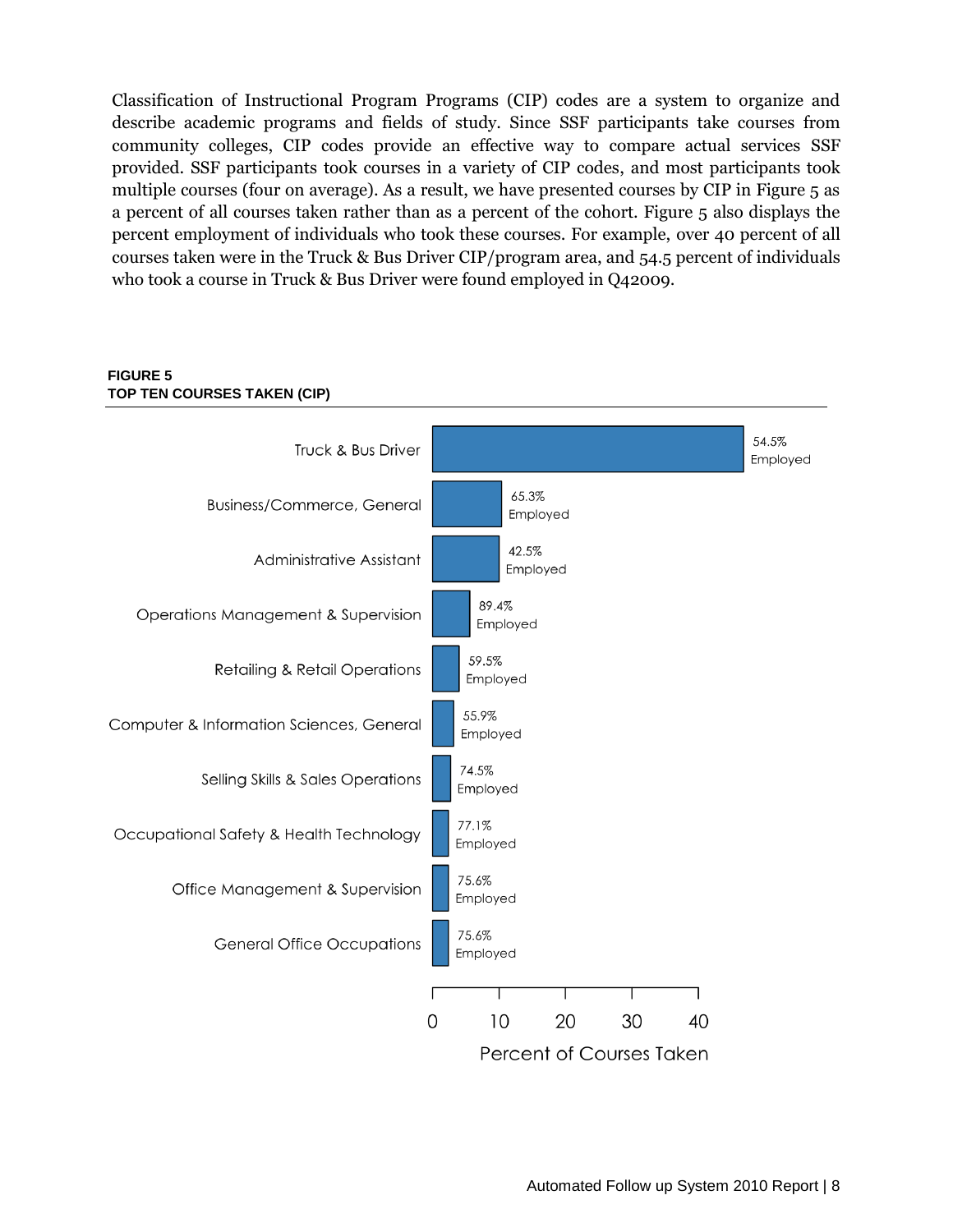Classification of Instructional Program Programs (CIP) codes are a system to organize and describe academic programs and fields of study. Since SSF participants take courses from community colleges, CIP codes provide an effective way to compare actual services SSF provided. SSF participants took courses in a variety of CIP codes, and most participants took multiple courses (four on average). As a result, we have presented courses by CIP in Figure 5 as a percent of all courses taken rather than as a percent of the cohort. Figure 5 also displays the percent employment of individuals who took these courses. For example, over 40 percent of all courses taken were in the Truck & Bus Driver CIP/program area, and 54.5 percent of individuals who took a course in Truck & Bus Driver were found employed in Q42009.

**FIGURE 5**
**TOP TEN COURSES TAKEN (CIP)**

| Course (CIP) | Percent Employed |
|---|---|
| Truck & Bus Driver | 54.5% Employed |
| Business/Commerce, General | 65.3% Employed |
| Administrative Assistant | 42.5% Employed |
| Operations Management & Supervision | 89.4% Employed |
| Retailing & Retail Operations | 59.5% Employed |
| Computer & Information Sciences, General | 55.9% Employed |
| Selling Skills & Sales Operations | 74.5% Employed |
| Occupational Safety & Health Technology | 77.1% Employed |
| Office Management & Supervision | 75.6% Employed |
| General Office Occupations | 75.6% Employed |

Percent of Courses Taken (axis: 0, 10, 20, 30, 40)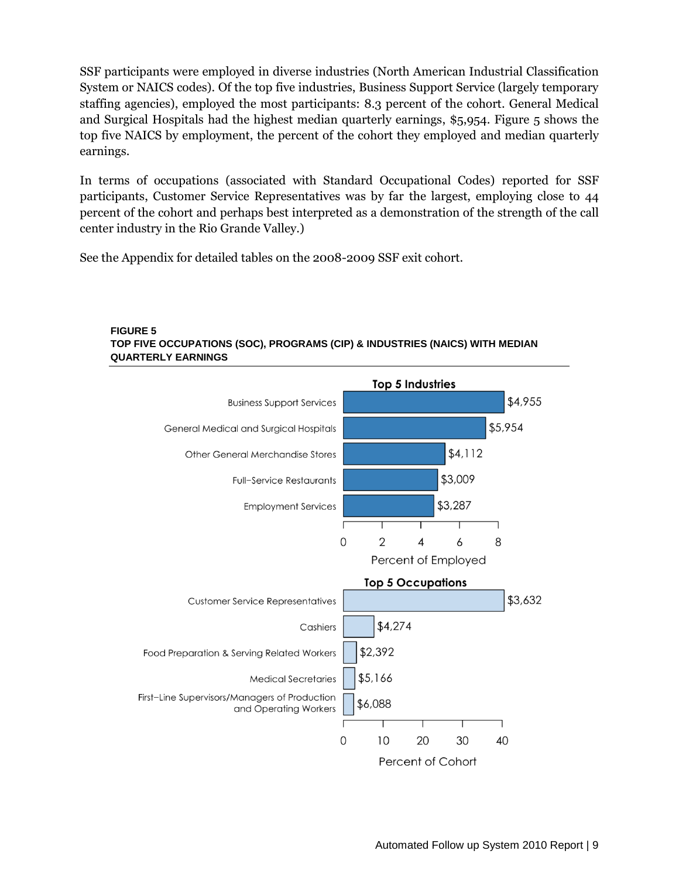SSF participants were employed in diverse industries (North American Industrial Classification System or NAICS codes). Of the top five industries, Business Support Service (largely temporary staffing agencies), employed the most participants: 8.3 percent of the cohort. General Medical and Surgical Hospitals had the highest median quarterly earnings, $5,954. Figure 5 shows the top five NAICS by employment, the percent of the cohort they employed and median quarterly earnings.

In terms of occupations (associated with Standard Occupational Codes) reported for SSF participants, Customer Service Representatives was by far the largest, employing close to 44 percent of the cohort and perhaps best interpreted as a demonstration of the strength of the call center industry in the Rio Grande Valley.)

See the Appendix for detailed tables on the 2008-2009 SSF exit cohort.

**FIGURE 5**
**TOP FIVE OCCUPATIONS (SOC), PROGRAMS (CIP) & INDUSTRIES (NAICS) WITH MEDIAN QUARTERLY EARNINGS**

**Top 5 Industries**

| Industry | Median Quarterly Earnings |
|---|---|
| Business Support Services | $4,955 |
| General Medical and Surgical Hospitals | $5,954 |
| Other General Merchandise Stores | $4,112 |
| Full-Service Restaurants | $3,009 |
| Employment Services | $3,287 |

Percent of Employed (axis: 0, 2, 4, 6, 8)

**Top 5 Occupations**

| Occupation | Median Quarterly Earnings |
|---|---|
| Customer Service Representatives | $3,632 |
| Cashiers | $4,274 |
| Food Preparation & Serving Related Workers | $2,392 |
| Medical Secretaries | $5,166 |
| First-Line Supervisors/Managers of Production and Operating Workers | $6,088 |

Percent of Cohort (axis: 0, 10, 20, 30, 40)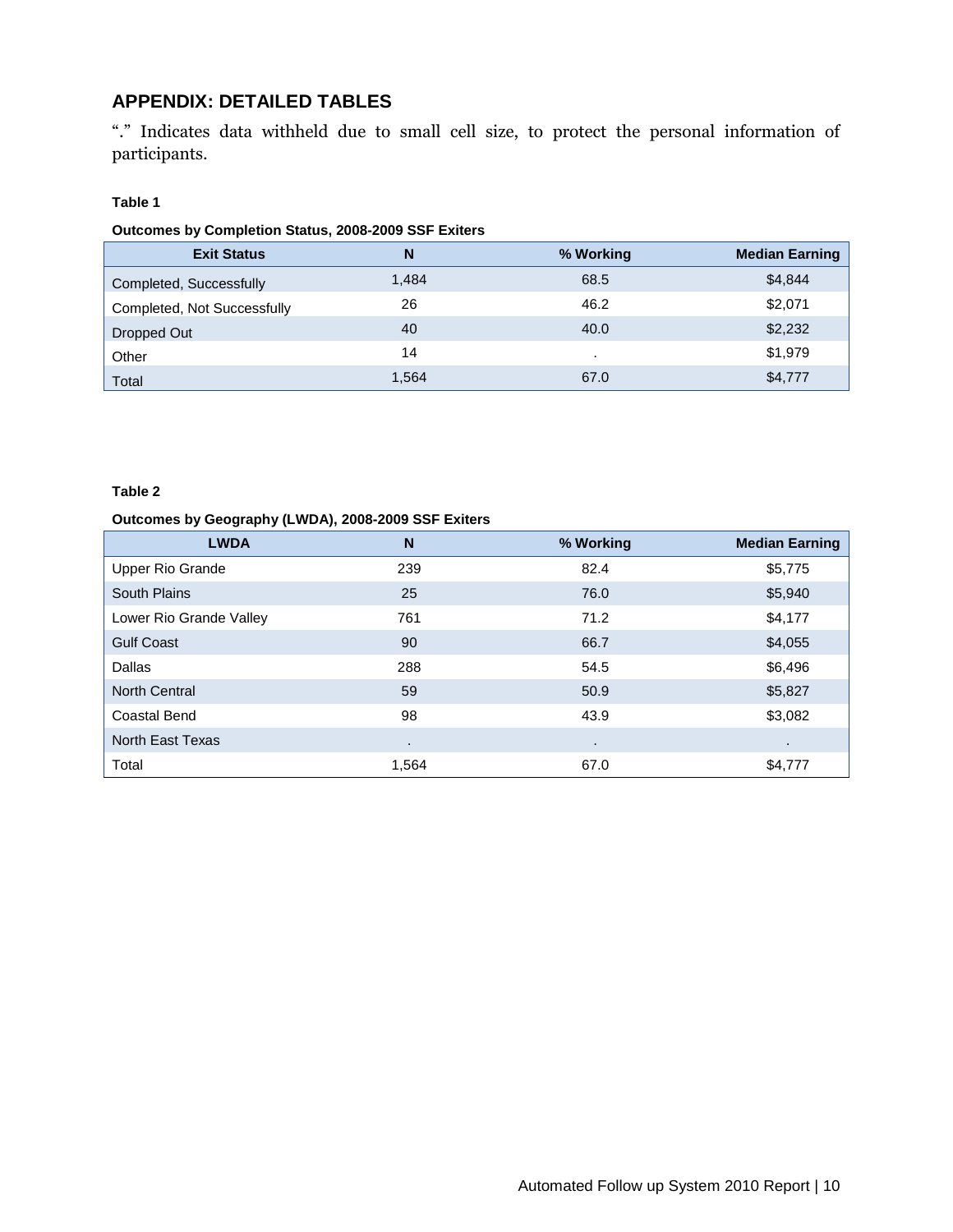## APPENDIX: DETAILED TABLES

"." Indicates data withheld due to small cell size, to protect the personal information of participants.

**Table 1**

**Outcomes by Completion Status, 2008-2009 SSF Exiters**

| Exit Status | N | % Working | Median Earning |
|---|---|---|---|
| Completed, Successfully | 1,484 | 68.5 | $4,844 |
| Completed, Not Successfully | 26 | 46.2 | $2,071 |
| Dropped Out | 40 | 40.0 | $2,232 |
| Other | 14 | . | $1,979 |
| Total | 1,564 | 67.0 | $4,777 |

**Table 2**

**Outcomes by Geography (LWDA), 2008-2009 SSF Exiters**

| LWDA | N | % Working | Median Earning |
|---|---|---|---|
| Upper Rio Grande | 239 | 82.4 | $5,775 |
| South Plains | 25 | 76.0 | $5,940 |
| Lower Rio Grande Valley | 761 | 71.2 | $4,177 |
| Gulf Coast | 90 | 66.7 | $4,055 |
| Dallas | 288 | 54.5 | $6,496 |
| North Central | 59 | 50.9 | $5,827 |
| Coastal Bend | 98 | 43.9 | $3,082 |
| North East Texas | . | . | . |
| Total | 1,564 | 67.0 | $4,777 |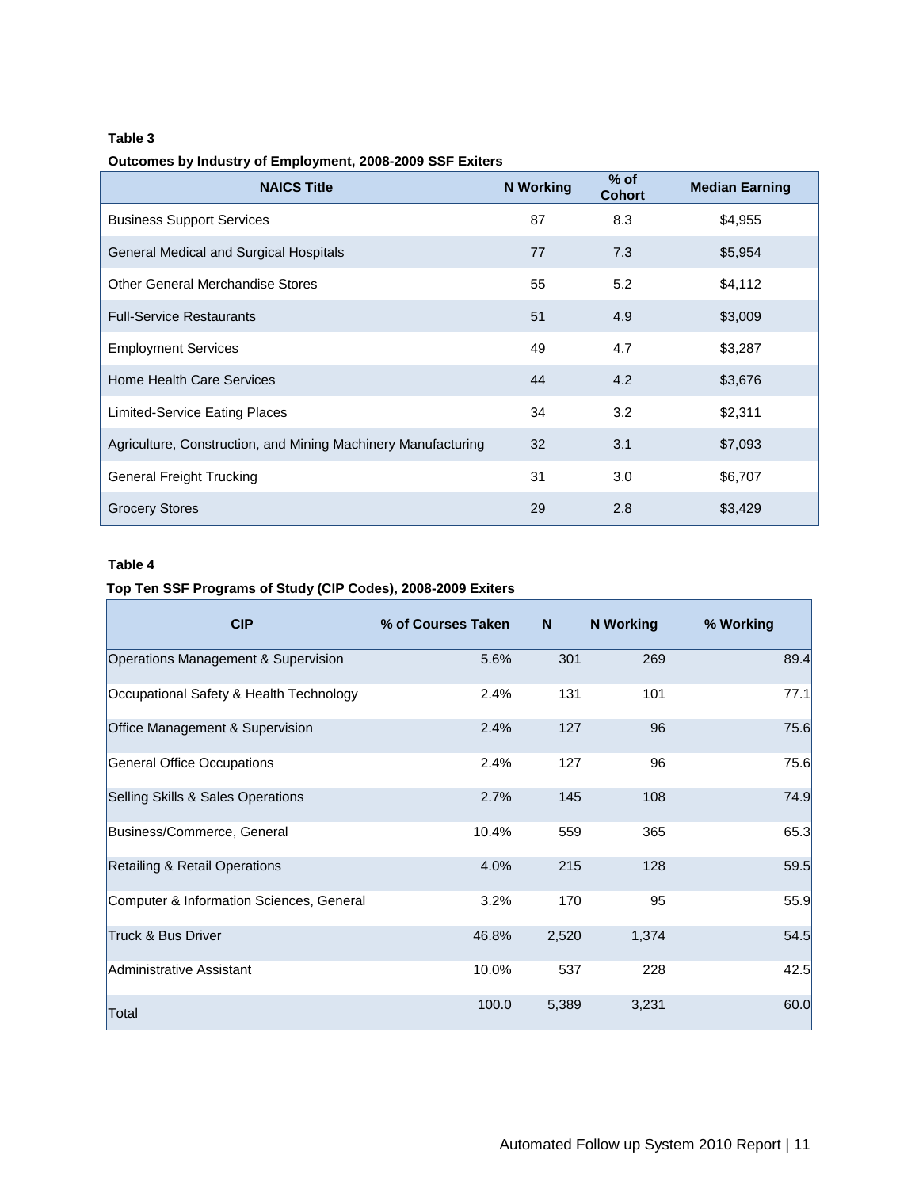**Table 3**

**Outcomes by Industry of Employment, 2008-2009 SSF Exiters**

| NAICS Title | N Working | % of Cohort | Median Earning |
|---|---|---|---|
| Business Support Services | 87 | 8.3 | $4,955 |
| General Medical and Surgical Hospitals | 77 | 7.3 | $5,954 |
| Other General Merchandise Stores | 55 | 5.2 | $4,112 |
| Full-Service Restaurants | 51 | 4.9 | $3,009 |
| Employment Services | 49 | 4.7 | $3,287 |
| Home Health Care Services | 44 | 4.2 | $3,676 |
| Limited-Service Eating Places | 34 | 3.2 | $2,311 |
| Agriculture, Construction, and Mining Machinery Manufacturing | 32 | 3.1 | $7,093 |
| General Freight Trucking | 31 | 3.0 | $6,707 |
| Grocery Stores | 29 | 2.8 | $3,429 |

**Table 4**

**Top Ten SSF Programs of Study (CIP Codes), 2008-2009 Exiters**

| CIP | % of Courses Taken | N | N Working | % Working |
|---|---|---|---|---|
| Operations Management & Supervision | 5.6% | 301 | 269 | 89.4 |
| Occupational Safety & Health Technology | 2.4% | 131 | 101 | 77.1 |
| Office Management & Supervision | 2.4% | 127 | 96 | 75.6 |
| General Office Occupations | 2.4% | 127 | 96 | 75.6 |
| Selling Skills & Sales Operations | 2.7% | 145 | 108 | 74.9 |
| Business/Commerce, General | 10.4% | 559 | 365 | 65.3 |
| Retailing & Retail Operations | 4.0% | 215 | 128 | 59.5 |
| Computer & Information Sciences, General | 3.2% | 170 | 95 | 55.9 |
| Truck & Bus Driver | 46.8% | 2,520 | 1,374 | 54.5 |
| Administrative Assistant | 10.0% | 537 | 228 | 42.5 |
| Total | 100.0 | 5,389 | 3,231 | 60.0 |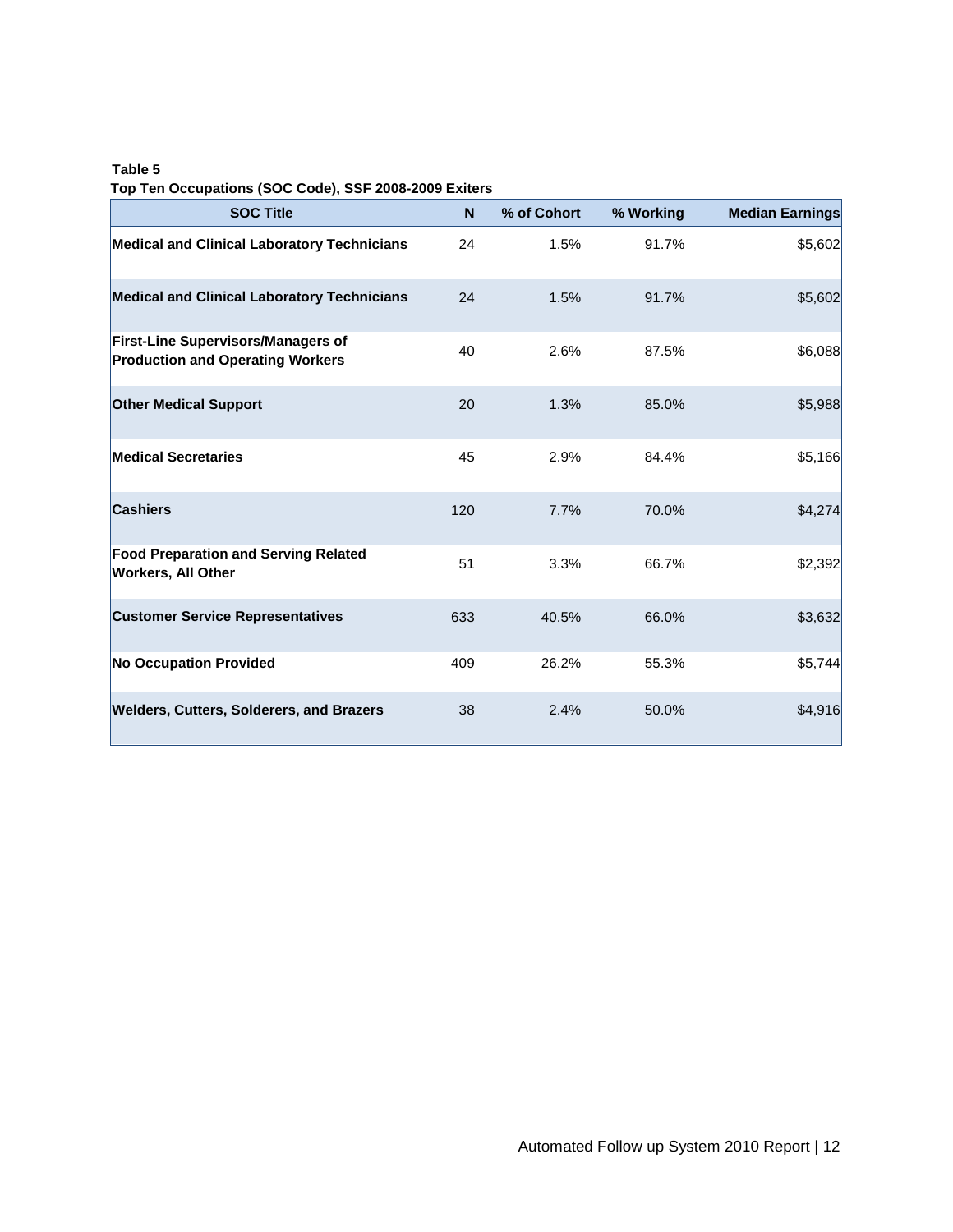**Table 5**
**Top Ten Occupations (SOC Code), SSF 2008-2009 Exiters**

| SOC Title | N | % of Cohort | % Working | Median Earnings |
|---|---|---|---|---|
| **Medical and Clinical Laboratory Technicians** | 24 | 1.5% | 91.7% | $5,602 |
| **Medical and Clinical Laboratory Technicians** | 24 | 1.5% | 91.7% | $5,602 |
| **First-Line Supervisors/Managers of Production and Operating Workers** | 40 | 2.6% | 87.5% | $6,088 |
| **Other Medical Support** | 20 | 1.3% | 85.0% | $5,988 |
| **Medical Secretaries** | 45 | 2.9% | 84.4% | $5,166 |
| **Cashiers** | 120 | 7.7% | 70.0% | $4,274 |
| **Food Preparation and Serving Related Workers, All Other** | 51 | 3.3% | 66.7% | $2,392 |
| **Customer Service Representatives** | 633 | 40.5% | 66.0% | $3,632 |
| **No Occupation Provided** | 409 | 26.2% | 55.3% | $5,744 |
| **Welders, Cutters, Solderers, and Brazers** | 38 | 2.4% | 50.0% | $4,916 |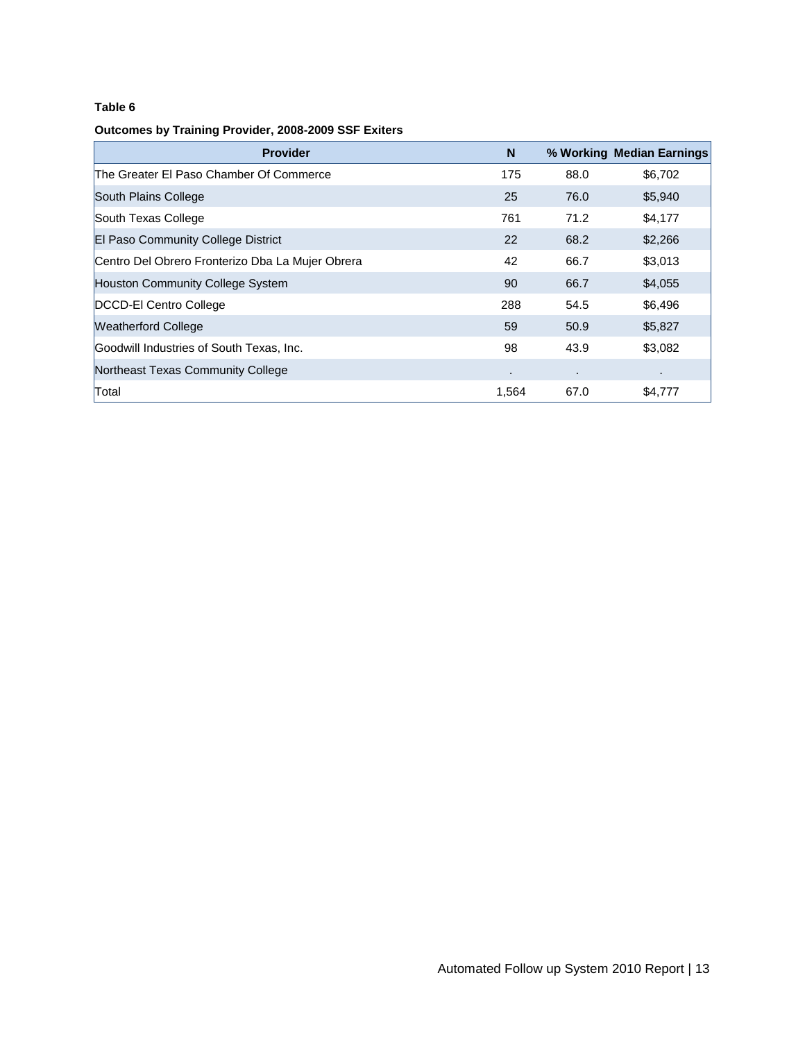**Table 6**

**Outcomes by Training Provider, 2008-2009 SSF Exiters**

| Provider | N | % Working | Median Earnings |
|---|---|---|---|
| The Greater El Paso Chamber Of Commerce | 175 | 88.0 | $6,702 |
| South Plains College | 25 | 76.0 | $5,940 |
| South Texas College | 761 | 71.2 | $4,177 |
| El Paso Community College District | 22 | 68.2 | $2,266 |
| Centro Del Obrero Fronterizo Dba La Mujer Obrera | 42 | 66.7 | $3,013 |
| Houston Community College System | 90 | 66.7 | $4,055 |
| DCCD-El Centro College | 288 | 54.5 | $6,496 |
| Weatherford College | 59 | 50.9 | $5,827 |
| Goodwill Industries of South Texas, Inc. | 98 | 43.9 | $3,082 |
| Northeast Texas Community College | . | . | . |
| Total | 1,564 | 67.0 | $4,777 |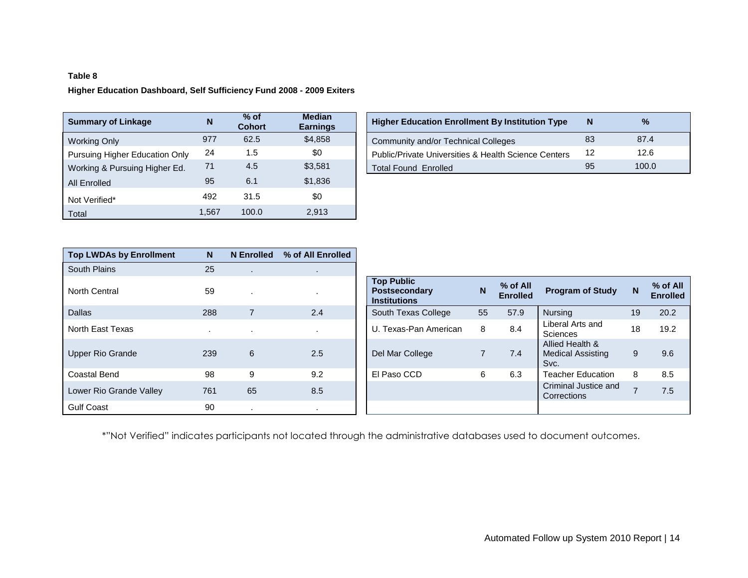**Table 8**

**Higher Education Dashboard, Self Sufficiency Fund 2008 - 2009 Exiters**

| Summary of Linkage | N | % of Cohort | Median Earnings |
|---|---|---|---|
| Working Only | 977 | 62.5 | $4,858 |
| Pursuing Higher Education Only | 24 | 1.5 | $0 |
| Working & Pursuing Higher Ed. | 71 | 4.5 | $3,581 |
| All Enrolled | 95 | 6.1 | $1,836 |
| Not Verified* | 492 | 31.5 | $0 |
| Total | 1,567 | 100.0 | 2,913 |

| Higher Education Enrollment By Institution Type | N | % |
|---|---|---|
| Community and/or Technical Colleges | 83 | 87.4 |
| Public/Private Universities & Health Science Centers | 12 | 12.6 |
| Total Found Enrolled | 95 | 100.0 |

| Top LWDAs by Enrollment | N | N Enrolled | % of All Enrolled |
|---|---|---|---|
| South Plains | 25 | . | . |
| North Central | 59 | . | . |
| Dallas | 288 | 7 | 2.4 |
| North East Texas | . | . | . |
| Upper Rio Grande | 239 | 6 | 2.5 |
| Coastal Bend | 98 | 9 | 9.2 |
| Lower Rio Grande Valley | 761 | 65 | 8.5 |
| Gulf Coast | 90 | . | . |

| Top Public Postsecondary Institutions | N | % of All Enrolled | Program of Study | N | % of All Enrolled |
|---|---|---|---|---|---|
| South Texas College | 55 | 57.9 | Nursing | 19 | 20.2 |
| U. Texas-Pan American | 8 | 8.4 | Liberal Arts and Sciences | 18 | 19.2 |
| Del Mar College | 7 | 7.4 | Allied Health & Medical Assisting Svc. | 9 | 9.6 |
| El Paso CCD | 6 | 6.3 | Teacher Education | 8 | 8.5 |
| | | | Criminal Justice and Corrections | 7 | 7.5 |

*"Not Verified" indicates participants not located through the administrative databases used to document outcomes.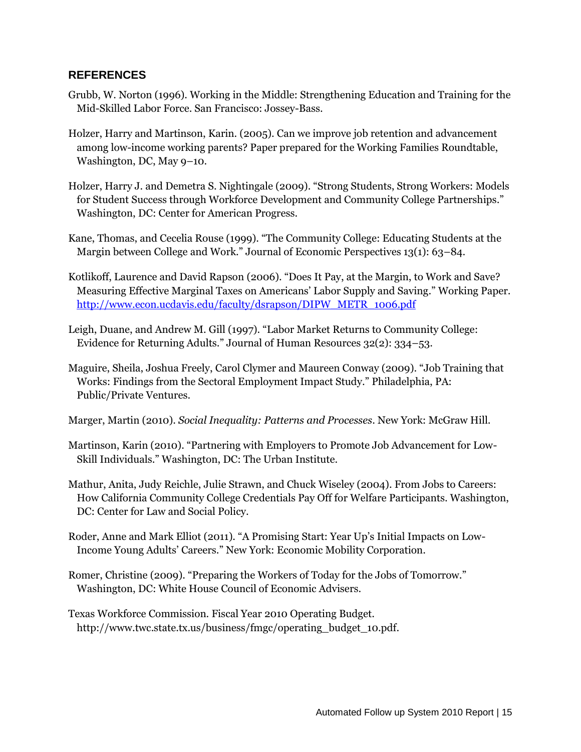## REFERENCES

Grubb, W. Norton (1996). Working in the Middle: Strengthening Education and Training for the Mid-Skilled Labor Force. San Francisco: Jossey-Bass.

Holzer, Harry and Martinson, Karin. (2005). Can we improve job retention and advancement among low-income working parents? Paper prepared for the Working Families Roundtable, Washington, DC, May 9–10.

Holzer, Harry J. and Demetra S. Nightingale (2009). "Strong Students, Strong Workers: Models for Student Success through Workforce Development and Community College Partnerships." Washington, DC: Center for American Progress.

Kane, Thomas, and Cecelia Rouse (1999). "The Community College: Educating Students at the Margin between College and Work." Journal of Economic Perspectives 13(1): 63–84.

Kotlikoff, Laurence and David Rapson (2006). "Does It Pay, at the Margin, to Work and Save? Measuring Effective Marginal Taxes on Americans' Labor Supply and Saving." Working Paper. http://www.econ.ucdavis.edu/faculty/dsrapson/DIPW_METR_1006.pdf

Leigh, Duane, and Andrew M. Gill (1997). "Labor Market Returns to Community College: Evidence for Returning Adults." Journal of Human Resources 32(2): 334–53.

Maguire, Sheila, Joshua Freely, Carol Clymer and Maureen Conway (2009). "Job Training that Works: Findings from the Sectoral Employment Impact Study." Philadelphia, PA: Public/Private Ventures.

Marger, Martin (2010). *Social Inequality: Patterns and Processes*. New York: McGraw Hill.

Martinson, Karin (2010). "Partnering with Employers to Promote Job Advancement for Low-Skill Individuals." Washington, DC: The Urban Institute.

Mathur, Anita, Judy Reichle, Julie Strawn, and Chuck Wiseley (2004). From Jobs to Careers: How California Community College Credentials Pay Off for Welfare Participants. Washington, DC: Center for Law and Social Policy.

Roder, Anne and Mark Elliot (2011). "A Promising Start: Year Up's Initial Impacts on Low-Income Young Adults' Careers." New York: Economic Mobility Corporation.

Romer, Christine (2009). "Preparing the Workers of Today for the Jobs of Tomorrow." Washington, DC: White House Council of Economic Advisers.

Texas Workforce Commission. Fiscal Year 2010 Operating Budget. http://www.twc.state.tx.us/business/fmgc/operating_budget_10.pdf.